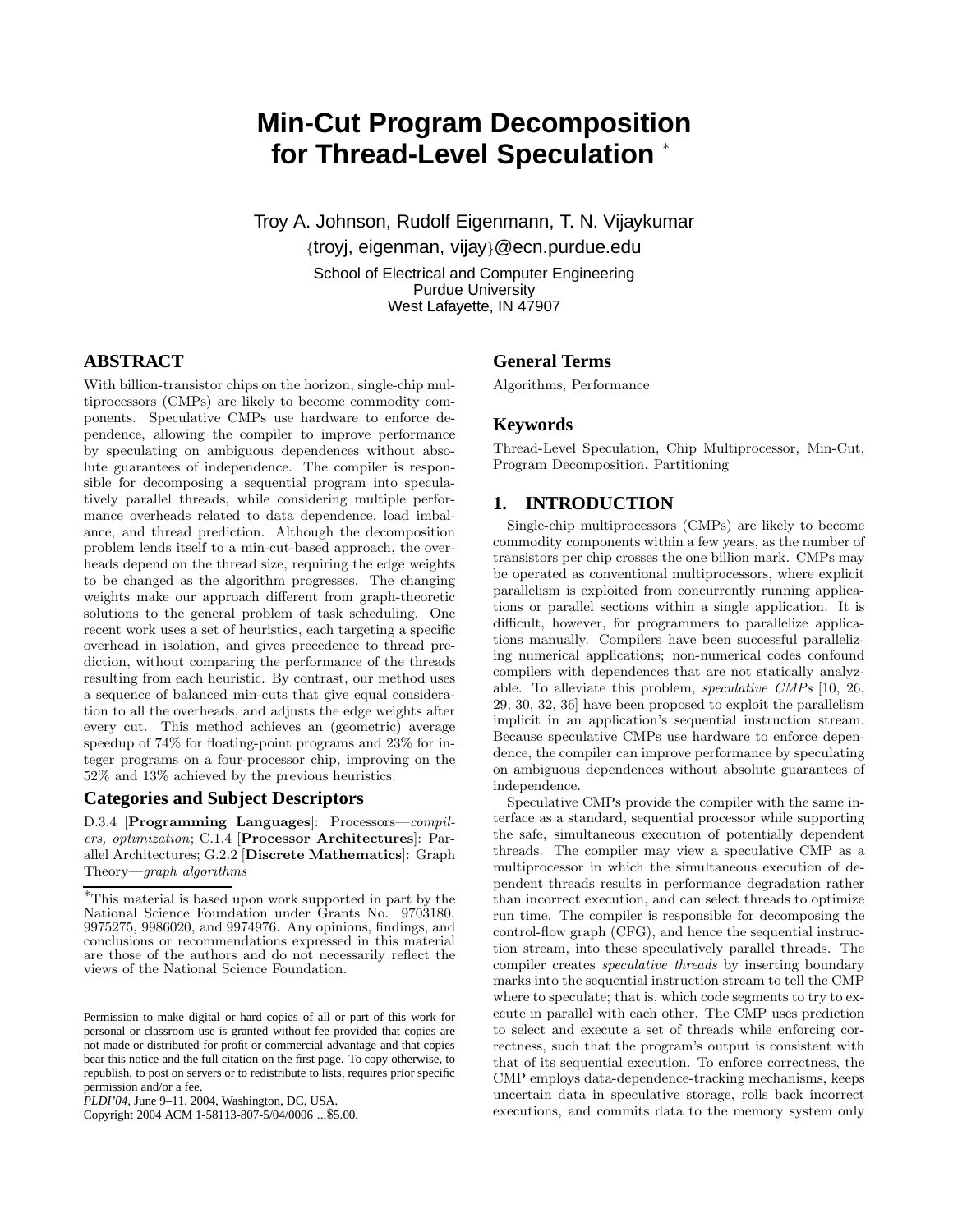# Min-Cut Program Decomposition for Thread-Level Speculation *

Troy A. Johnson, Rudolf Eigenmann, T. N. Vijaykumar
{troyj, eigenman, vijay}@ecn.purdue.edu
School of Electrical and Computer Engineering
Purdue University
West Lafayette, IN 47907

## ABSTRACT

With billion-transistor chips on the horizon, single-chip multiprocessors (CMPs) are likely to become commodity components. Speculative CMPs use hardware to enforce dependence, allowing the compiler to improve performance by speculating on ambiguous dependences without absolute guarantees of independence. The compiler is responsible for decomposing a sequential program into speculatively parallel threads, while considering multiple performance overheads related to data dependence, load imbalance, and thread prediction. Although the decomposition problem lends itself to a min-cut-based approach, the overheads depend on the thread size, requiring the edge weights to be changed as the algorithm progresses. The changing weights make our approach different from graph-theoretic solutions to the general problem of task scheduling. One recent work uses a set of heuristics, each targeting a specific overhead in isolation, and gives precedence to thread prediction, without comparing the performance of the threads resulting from each heuristic. By contrast, our method uses a sequence of balanced min-cuts that give equal consideration to all the overheads, and adjusts the edge weights after every cut. This method achieves an (geometric) average speedup of 74% for floating-point programs and 23% for integer programs on a four-processor chip, improving on the 52% and 13% achieved by the previous heuristics.

### Categories and Subject Descriptors

D.3.4 [**Programming Languages**]: Processors—*compilers, optimization*; C.1.4 [**Processor Architectures**]: Parallel Architectures; G.2.2 [**Discrete Mathematics**]: Graph Theory—*graph algorithms*

*This material is based upon work supported in part by the National Science Foundation under Grants No. 9703180, 9975275, 9986020, and 9974976. Any opinions, findings, and conclusions or recommendations expressed in this material are those of the authors and do not necessarily reflect the views of the National Science Foundation.

Permission to make digital or hard copies of all or part of this work for personal or classroom use is granted without fee provided that copies are not made or distributed for profit or commercial advantage and that copies bear this notice and the full citation on the first page. To copy otherwise, to republish, to post on servers or to redistribute to lists, requires prior specific permission and/or a fee.
*PLDI'04*, June 9–11, 2004, Washington, DC, USA.
Copyright 2004 ACM 1-58113-807-5/04/0006 ...$5.00.

## General Terms

Algorithms, Performance

## Keywords

Thread-Level Speculation, Chip Multiprocessor, Min-Cut, Program Decomposition, Partitioning

## 1. INTRODUCTION

Single-chip multiprocessors (CMPs) are likely to become commodity components within a few years, as the number of transistors per chip crosses the one billion mark. CMPs may be operated as conventional multiprocessors, where explicit parallelism is exploited from concurrently running applications or parallel sections within a single application. It is difficult, however, for programmers to parallelize applications manually. Compilers have been successful parallelizing numerical applications; non-numerical codes confound compilers with dependences that are not statically analyzable. To alleviate this problem, *speculative CMPs* [10, 26, 29, 30, 32, 36] have been proposed to exploit the parallelism implicit in an application's sequential instruction stream. Because speculative CMPs use hardware to enforce dependence, the compiler can improve performance by speculating on ambiguous dependences without absolute guarantees of independence.

Speculative CMPs provide the compiler with the same interface as a standard, sequential processor while supporting the safe, simultaneous execution of potentially dependent threads. The compiler may view a speculative CMP as a multiprocessor in which the simultaneous execution of dependent threads results in performance degradation rather than incorrect execution, and can select threads to optimize run time. The compiler is responsible for decomposing the control-flow graph (CFG), and hence the sequential instruction stream, into these speculatively parallel threads. The compiler creates *speculative threads* by inserting boundary marks into the sequential instruction stream to tell the CMP where to speculate; that is, which code segments to try to execute in parallel with each other. The CMP uses prediction to select and execute a set of threads while enforcing correctness, such that the program's output is consistent with that of its sequential execution. To enforce correctness, the CMP employs data-dependence-tracking mechanisms, keeps uncertain data in speculative storage, rolls back incorrect executions, and commits data to the memory system only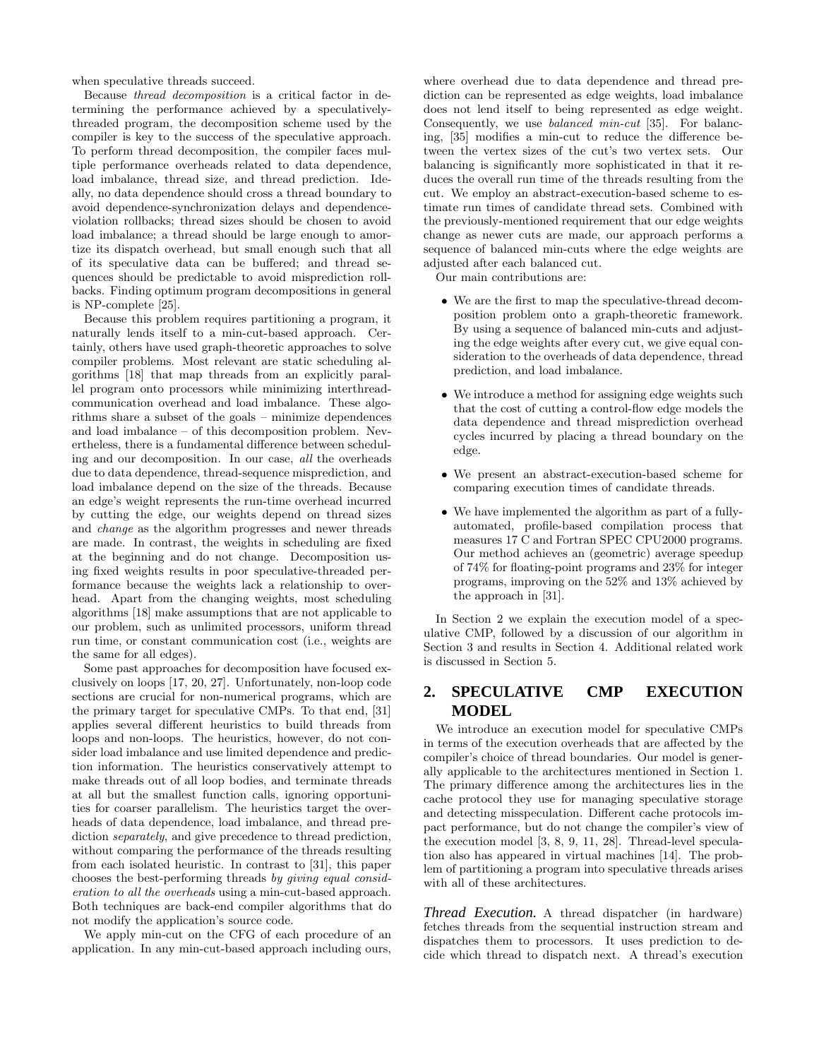when speculative threads succeed.

Because *thread decomposition* is a critical factor in determining the performance achieved by a speculatively-threaded program, the decomposition scheme used by the compiler is key to the success of the speculative approach. To perform thread decomposition, the compiler faces multiple performance overheads related to data dependence, load imbalance, thread size, and thread prediction. Ideally, no data dependence should cross a thread boundary to avoid dependence-synchronization delays and dependence-violation rollbacks; thread sizes should be chosen to avoid load imbalance; a thread should be large enough to amortize its dispatch overhead, but small enough such that all of its speculative data can be buffered; and thread sequences should be predictable to avoid misprediction rollbacks. Finding optimum program decompositions in general is NP-complete [25].

Because this problem requires partitioning a program, it naturally lends itself to a min-cut-based approach. Certainly, others have used graph-theoretic approaches to solve compiler problems. Most relevant are static scheduling algorithms [18] that map threads from an explicitly parallel program onto processors while minimizing interthread-communication overhead and load imbalance. These algorithms share a subset of the goals – minimize dependences and load imbalance – of this decomposition problem. Nevertheless, there is a fundamental difference between scheduling and our decomposition. In our case, *all* the overheads due to data dependence, thread-sequence misprediction, and load imbalance depend on the size of the threads. Because an edge's weight represents the run-time overhead incurred by cutting the edge, our weights depend on thread sizes and *change* as the algorithm progresses and newer threads are made. In contrast, the weights in scheduling are fixed at the beginning and do not change. Decomposition using fixed weights results in poor speculative-threaded performance because the weights lack a relationship to overhead. Apart from the changing weights, most scheduling algorithms [18] make assumptions that are not applicable to our problem, such as unlimited processors, uniform thread run time, or constant communication cost (i.e., weights are the same for all edges).

Some past approaches for decomposition have focused exclusively on loops [17, 20, 27]. Unfortunately, non-loop code sections are crucial for non-numerical programs, which are the primary target for speculative CMPs. To that end, [31] applies several different heuristics to build threads from loops and non-loops. The heuristics, however, do not consider load imbalance and use limited dependence and prediction information. The heuristics conservatively attempt to make threads out of all loop bodies, and terminate threads at all but the smallest function calls, ignoring opportunities for coarser parallelism. The heuristics target the overheads of data dependence, load imbalance, and thread prediction *separately*, and give precedence to thread prediction, without comparing the performance of the threads resulting from each isolated heuristic. In contrast to [31], this paper chooses the best-performing threads *by giving equal consideration to all the overheads* using a min-cut-based approach. Both techniques are back-end compiler algorithms that do not modify the application's source code.

We apply min-cut on the CFG of each procedure of an application. In any min-cut-based approach including ours, where overhead due to data dependence and thread prediction can be represented as edge weights, load imbalance does not lend itself to being represented as edge weight. Consequently, we use *balanced min-cut* [35]. For balancing, [35] modifies a min-cut to reduce the difference between the vertex sizes of the cut's two vertex sets. Our balancing is significantly more sophisticated in that it reduces the overall run time of the threads resulting from the cut. We employ an abstract-execution-based scheme to estimate run times of candidate thread sets. Combined with the previously-mentioned requirement that our edge weights change as newer cuts are made, our approach performs a sequence of balanced min-cuts where the edge weights are adjusted after each balanced cut.

Our main contributions are:

- We are the first to map the speculative-thread decomposition problem onto a graph-theoretic framework. By using a sequence of balanced min-cuts and adjusting the edge weights after every cut, we give equal consideration to the overheads of data dependence, thread prediction, and load imbalance.
- We introduce a method for assigning edge weights such that the cost of cutting a control-flow edge models the data dependence and thread misprediction overhead cycles incurred by placing a thread boundary on the edge.
- We present an abstract-execution-based scheme for comparing execution times of candidate threads.
- We have implemented the algorithm as part of a fully-automated, profile-based compilation process that measures 17 C and Fortran SPEC CPU2000 programs. Our method achieves an (geometric) average speedup of 74% for floating-point programs and 23% for integer programs, improving on the 52% and 13% achieved by the approach in [31].

In Section 2 we explain the execution model of a speculative CMP, followed by a discussion of our algorithm in Section 3 and results in Section 4. Additional related work is discussed in Section 5.

## 2. SPECULATIVE CMP EXECUTION MODEL

We introduce an execution model for speculative CMPs in terms of the execution overheads that are affected by the compiler's choice of thread boundaries. Our model is generally applicable to the architectures mentioned in Section 1. The primary difference among the architectures lies in the cache protocol they use for managing speculative storage and detecting misspeculation. Different cache protocols impact performance, but do not change the compiler's view of the execution model [3, 8, 9, 11, 28]. Thread-level speculation also has appeared in virtual machines [14]. The problem of partitioning a program into speculative threads arises with all of these architectures.

***Thread Execution.*** A thread dispatcher (in hardware) fetches threads from the sequential instruction stream and dispatches them to processors. It uses prediction to decide which thread to dispatch next. A thread's execution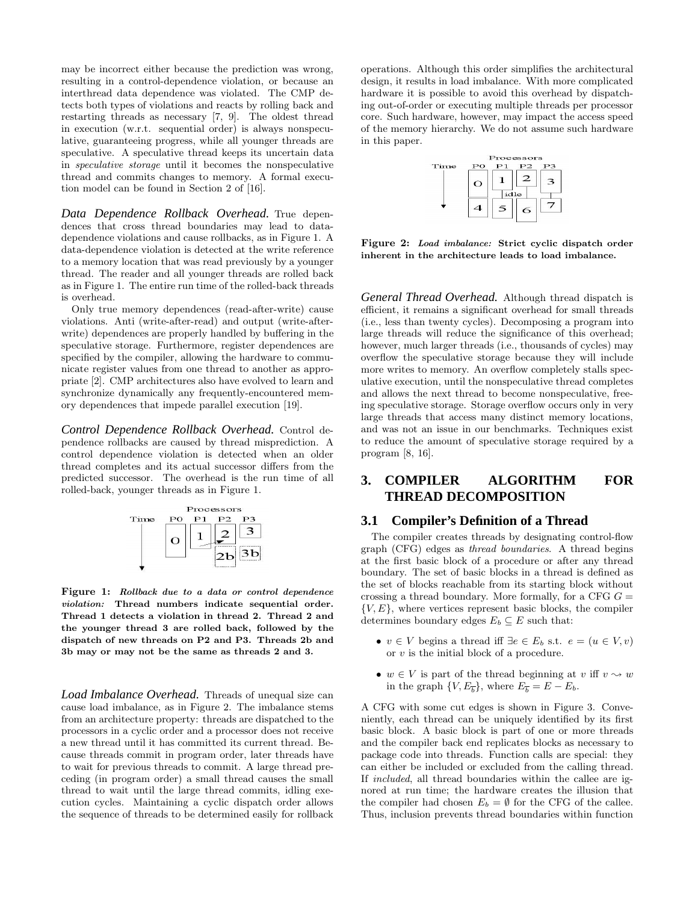may be incorrect either because the prediction was wrong, resulting in a control-dependence violation, or because an interthread data dependence was violated. The CMP detects both types of violations and reacts by rolling back and restarting threads as necessary [7, 9]. The oldest thread in execution (w.r.t. sequential order) is always nonspeculative, guaranteeing progress, while all younger threads are speculative. A speculative thread keeps its uncertain data in *speculative storage* until it becomes the nonspeculative thread and commits changes to memory. A formal execution model can be found in Section 2 of [16].

***Data Dependence Rollback Overhead.*** True dependences that cross thread boundaries may lead to data-dependence violations and cause rollbacks, as in Figure 1. A data-dependence violation is detected at the write reference to a memory location that was read previously by a younger thread. The reader and all younger threads are rolled back as in Figure 1. The entire run time of the rolled-back threads is overhead.

Only true memory dependences (read-after-write) cause violations. Anti (write-after-read) and output (write-after-write) dependences are properly handled by buffering in the speculative storage. Furthermore, register dependences are specified by the compiler, allowing the hardware to communicate register values from one thread to another as appropriate [2]. CMP architectures also have evolved to learn and synchronize dynamically any frequently-encountered memory dependences that impede parallel execution [19].

***Control Dependence Rollback Overhead.*** Control dependence rollbacks are caused by thread misprediction. A control dependence violation is detected when an older thread completes and its actual successor differs from the predicted successor. The overhead is the run time of all rolled-back, younger threads as in Figure 1.

Processors
Time P0 P1 P2 P3
0 1 2 3
2b 3b

**Figure 1:** ***Rollback due to a data or control dependence violation:*** **Thread numbers indicate sequential order. Thread 1 detects a violation in thread 2. Thread 2 and the younger thread 3 are rolled back, followed by the dispatch of new threads on P2 and P3. Threads 2b and 3b may or may not be the same as threads 2 and 3.**

***Load Imbalance Overhead.*** Threads of unequal size can cause load imbalance, as in Figure 2. The imbalance stems from an architecture property: threads are dispatched to the processors in a cyclic order and a processor does not receive a new thread until it has committed its current thread. Because threads commit in program order, later threads have to wait for previous threads to commit. A large thread preceding (in program order) a small thread causes the small thread to wait until the large thread commits, idling execution cycles. Maintaining a cyclic dispatch order allows the sequence of threads to be determined easily for rollback operations. Although this order simplifies the architectural design, it results in load imbalance. With more complicated hardware it is possible to avoid this overhead by dispatching out-of-order or executing multiple threads per processor core. Such hardware, however, may impact the access speed of the memory hierarchy. We do not assume such hardware in this paper.

Processors
Time P0 P1 P2 P3
0 1 2 3
idle
4 5 6 7

**Figure 2:** ***Load imbalance:*** **Strict cyclic dispatch order inherent in the architecture leads to load imbalance.**

***General Thread Overhead.*** Although thread dispatch is efficient, it remains a significant overhead for small threads (i.e., less than twenty cycles). Decomposing a program into large threads will reduce the significance of this overhead; however, much larger threads (i.e., thousands of cycles) may overflow the speculative storage because they will include more writes to memory. An overflow completely stalls speculative execution, until the nonspeculative thread completes and allows the next thread to become nonspeculative, freeing speculative storage. Storage overflow occurs only in very large threads that access many distinct memory locations, and was not an issue in our benchmarks. Techniques exist to reduce the amount of speculative storage required by a program [8, 16].

# 3. COMPILER ALGORITHM FOR THREAD DECOMPOSITION

## 3.1 Compiler's Definition of a Thread

The compiler creates threads by designating control-flow graph (CFG) edges as *thread boundaries*. A thread begins at the first basic block of a procedure or after any thread boundary. The set of basic blocks in a thread is defined as the set of blocks reachable from its starting block without crossing a thread boundary. More formally, for a CFG $G = \{V, E\}$, where vertices represent basic blocks, the compiler determines boundary edges $E_b \subseteq E$ such that:

- $v \in V$ begins a thread iff $\exists e \in E_b$ s.t. $e = (u \in V, v)$ or $v$ is the initial block of a procedure.
- $w \in V$ is part of the thread beginning at $v$ iff $v \rightsquigarrow w$ in the graph $\{V, E_{\overline{b}}\}$, where $E_{\overline{b}} = E - E_b$.

A CFG with some cut edges is shown in Figure 3. Conveniently, each thread can be uniquely identified by its first basic block. A basic block is part of one or more threads and the compiler back end replicates blocks as necessary to package code into threads. Function calls are special: they can either be included or excluded from the calling thread. If *included*, all thread boundaries within the callee are ignored at run time; the hardware creates the illusion that the compiler had chosen $E_b = \emptyset$ for the CFG of the callee. Thus, inclusion prevents thread boundaries within function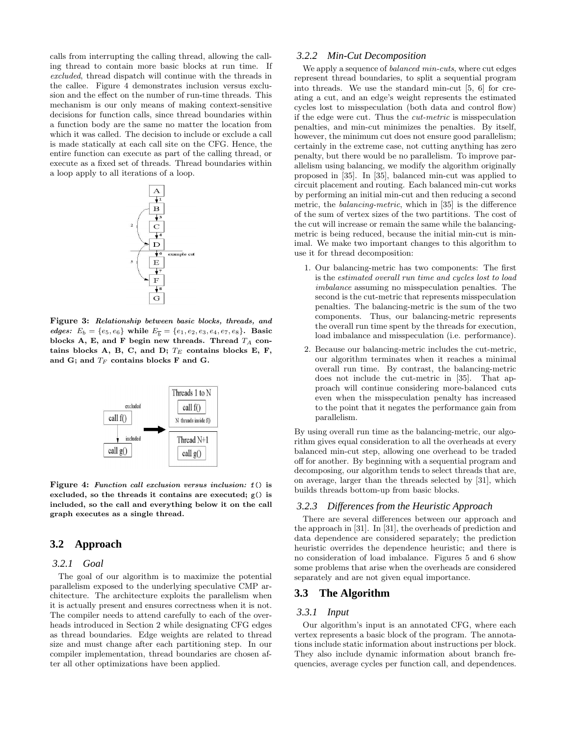calls from interrupting the calling thread, allowing the calling thread to contain more basic blocks at run time. If *excluded*, thread dispatch will continue with the threads in the callee. Figure 4 demonstrates inclusion versus exclusion and the effect on the number of run-time threads. This mechanism is our only means of making context-sensitive decisions for function calls, since thread boundaries within a function body are the same no matter the location from which it was called. The decision to include or exclude a call is made statically at each call site on the CFG. Hence, the entire function can execute as part of the calling thread, or execute as a fixed set of threads. Thread boundaries within a loop apply to all iterations of a loop.

**Figure 3:** ***Relationship between basic blocks, threads, and edges:*** **$E_b = \{e_5, e_6\}$ while $E_{\overline{b}} = \{e_1, e_2, e_3, e_4, e_7, e_8\}$. Basic blocks A, E, and F begin new threads. Thread $T_A$ contains blocks A, B, C, and D; $T_E$ contains blocks E, F, and G; and $T_F$ contains blocks F and G.**

**Figure 4:** ***Function call exclusion versus inclusion:*** **`f()` is excluded, so the threads it contains are executed; `g()` is included, so the call and everything below it on the call graph executes as a single thread.**

## 3.2 Approach

### 3.2.1 Goal

The goal of our algorithm is to maximize the potential parallelism exposed to the underlying speculative CMP architecture. The architecture exploits the parallelism when it is actually present and ensures correctness when it is not. The compiler needs to attend carefully to each of the overheads introduced in Section 2 while designating CFG edges as thread boundaries. Edge weights are related to thread size and must change after each partitioning step. In our compiler implementation, thread boundaries are chosen after all other optimizations have been applied.

### 3.2.2 Min-Cut Decomposition

We apply a sequence of *balanced min-cuts*, where cut edges represent thread boundaries, to split a sequential program into threads. We use the standard min-cut [5, 6] for creating a cut, and an edge's weight represents the estimated cycles lost to misspeculation (both data and control flow) if the edge were cut. Thus the *cut-metric* is misspeculation penalties, and min-cut minimizes the penalties. By itself, however, the minimum cut does not ensure good parallelism; certainly in the extreme case, not cutting anything has zero penalty, but there would be no parallelism. To improve parallelism using balancing, we modify the algorithm originally proposed in [35]. In [35], balanced min-cut was applied to circuit placement and routing. Each balanced min-cut works by performing an initial min-cut and then reducing a second metric, the *balancing-metric*, which in [35] is the difference of the sum of vertex sizes of the two partitions. The cost of the cut will increase or remain the same while the balancing-metric is being reduced, because the initial min-cut is minimal. We make two important changes to this algorithm to use it for thread decomposition:

1. Our balancing-metric has two components: The first is the *estimated overall run time and cycles lost to load imbalance* assuming no misspeculation penalties. The second is the cut-metric that represents misspeculation penalties. The balancing-metric is the sum of the two components. Thus, our balancing-metric represents the overall run time spent by the threads for execution, load imbalance and misspeculation (i.e. performance).
2. Because our balancing-metric includes the cut-metric, our algorithm terminates when it reaches a minimal overall run time. By contrast, the balancing-metric does not include the cut-metric in [35]. That approach will continue considering more-balanced cuts even when the misspeculation penalty has increased to the point that it negates the performance gain from parallelism.

By using overall run time as the balancing-metric, our algorithm gives equal consideration to all the overheads at every balanced min-cut step, allowing one overhead to be traded off for another. By beginning with a sequential program and decomposing, our algorithm tends to select threads that are, on average, larger than the threads selected by [31], which builds threads bottom-up from basic blocks.

### 3.2.3 Differences from the Heuristic Approach

There are several differences between our approach and the approach in [31]. In [31], the overheads of prediction and data dependence are considered separately; the prediction heuristic overrides the dependence heuristic; and there is no consideration of load imbalance. Figures 5 and 6 show some problems that arise when the overheads are considered separately and are not given equal importance.

## 3.3 The Algorithm

### 3.3.1 Input

Our algorithm's input is an annotated CFG, where each vertex represents a basic block of the program. The annotations include static information about instructions per block. They also include dynamic information about branch frequencies, average cycles per function call, and dependences.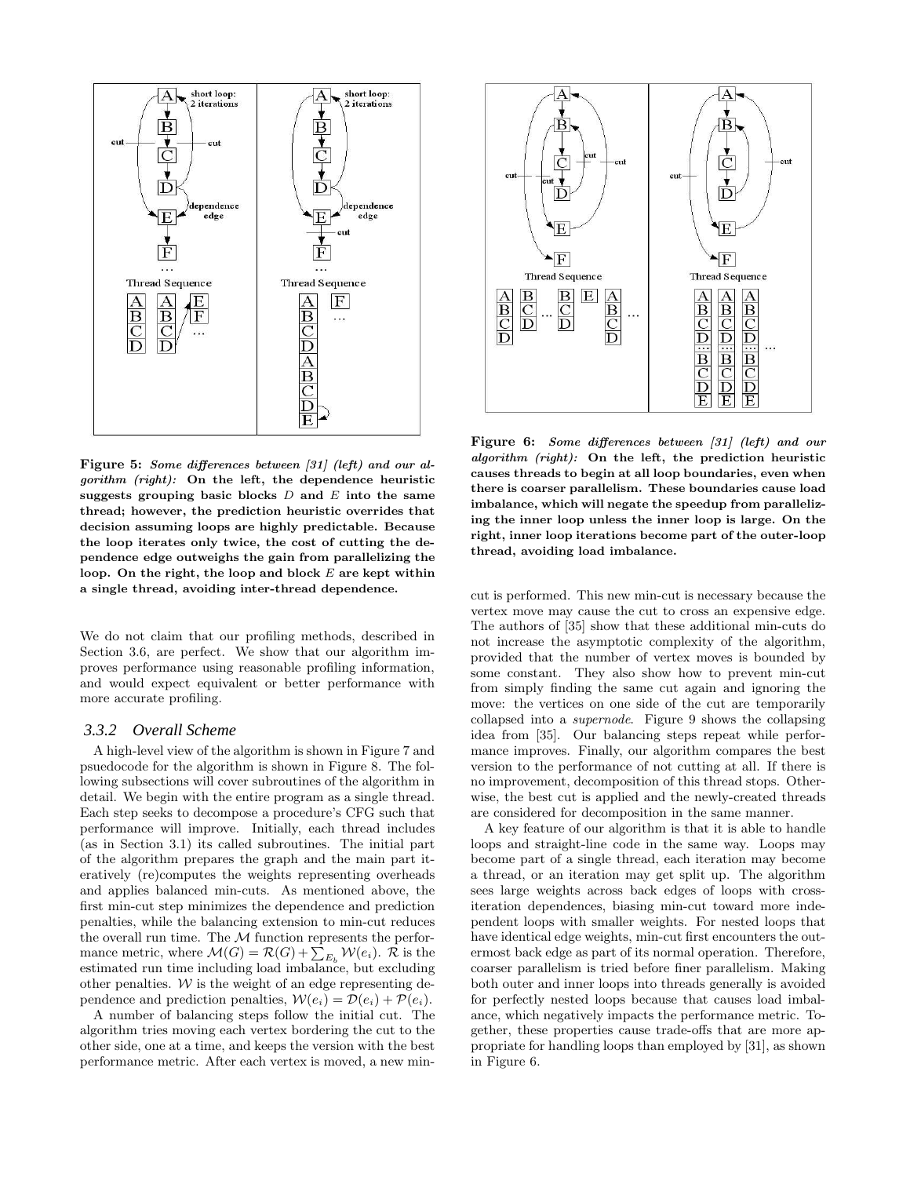**Figure 5:** ***Some differences between [31] (left) and our algorithm (right):*** **On the left, the dependence heuristic suggests grouping basic blocks $D$ and $E$ into the same thread; however, the prediction heuristic overrides that decision assuming loops are highly predictable. Because the loop iterates only twice, the cost of cutting the dependence edge outweighs the gain from parallelizing the loop. On the right, the loop and block $E$ are kept within a single thread, avoiding inter-thread dependence.**

**Figure 6:** ***Some differences between [31] (left) and our algorithm (right):*** **On the left, the prediction heuristic causes threads to begin at all loop boundaries, even when there is coarser parallelism. These boundaries cause load imbalance, which will negate the speedup from parallelizing the inner loop unless the inner loop is large. On the right, inner loop iterations become part of the outer-loop thread, avoiding load imbalance.**

We do not claim that our profiling methods, described in Section 3.6, are perfect. We show that our algorithm improves performance using reasonable profiling information, and would expect equivalent or better performance with more accurate profiling.

### 3.3.2 Overall Scheme

A high-level view of the algorithm is shown in Figure 7 and psuedocode for the algorithm is shown in Figure 8. The following subsections will cover subroutines of the algorithm in detail. We begin with the entire program as a single thread. Each step seeks to decompose a procedure's CFG such that performance will improve. Initially, each thread includes (as in Section 3.1) its called subroutines. The initial part of the algorithm prepares the graph and the main part iteratively (re)computes the weights representing overheads and applies balanced min-cuts. As mentioned above, the first min-cut step minimizes the dependence and prediction penalties, while the balancing extension to min-cut reduces the overall run time. The $\mathcal{M}$ function represents the performance metric, where $\mathcal{M}(G) = \mathcal{R}(G) + \sum_{E_b} \mathcal{W}(e_i)$. $\mathcal{R}$ is the estimated run time including load imbalance, but excluding other penalties. $\mathcal{W}$ is the weight of an edge representing dependence and prediction penalties, $\mathcal{W}(e_i) = \mathcal{D}(e_i) + \mathcal{P}(e_i)$.

A number of balancing steps follow the initial cut. The algorithm tries moving each vertex bordering the cut to the other side, one at a time, and keeps the version with the best performance metric. After each vertex is moved, a new min-cut is performed. This new min-cut is necessary because the vertex move may cause the cut to cross an expensive edge. The authors of [35] show that these additional min-cuts do not increase the asymptotic complexity of the algorithm, provided that the number of vertex moves is bounded by some constant. They also show how to prevent min-cut from simply finding the same cut again and ignoring the move: the vertices on one side of the cut are temporarily collapsed into a *supernode*. Figure 9 shows the collapsing idea from [35]. Our balancing steps repeat while performance improves. Finally, our algorithm compares the best version to the performance of not cutting at all. If there is no improvement, decomposition of this thread stops. Otherwise, the best cut is applied and the newly-created threads are considered for decomposition in the same manner.

A key feature of our algorithm is that it is able to handle loops and straight-line code in the same way. Loops may become part of a single thread, each iteration may become a thread, or an iteration may get split up. The algorithm sees large weights across back edges of loops with cross-iteration dependences, biasing min-cut toward more independent loops with smaller weights. For nested loops that have identical edge weights, min-cut first encounters the outermost back edge as part of its normal operation. Therefore, coarser parallelism is tried before finer parallelism. Making both outer and inner loops into threads generally is avoided for perfectly nested loops because that causes load imbalance, which negatively impacts the performance metric. Together, these properties cause trade-offs that are more appropriate for handling loops than employed by [31], as shown in Figure 6.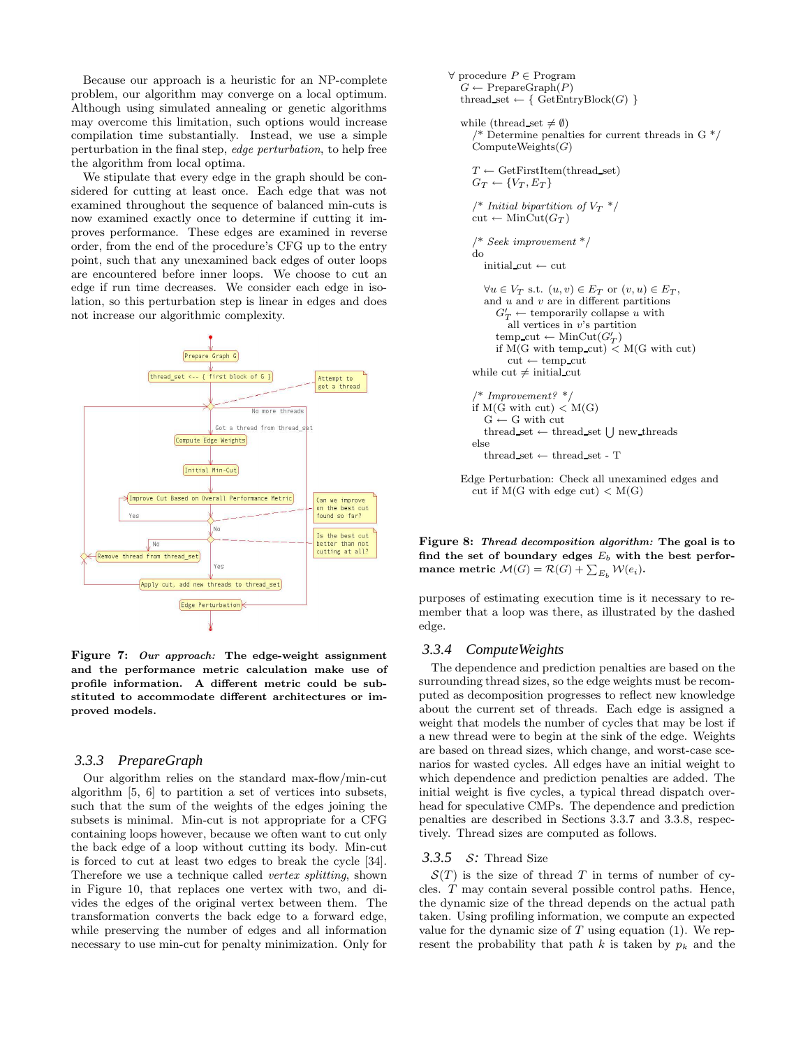Because our approach is a heuristic for an NP-complete problem, our algorithm may converge on a local optimum. Although using simulated annealing or genetic algorithms may overcome this limitation, such options would increase compilation time substantially. Instead, we use a simple perturbation in the final step, *edge perturbation*, to help free the algorithm from local optima.

We stipulate that every edge in the graph should be considered for cutting at least once. Each edge that was not examined throughout the sequence of balanced min-cuts is now examined exactly once to determine if cutting it improves performance. These edges are examined in reverse order, from the end of the procedure's CFG up to the entry point, such that any unexamined back edges of outer loops are encountered before inner loops. We choose to cut an edge if run time decreases. We consider each edge in isolation, so this perturbation step is linear in edges and does not increase our algorithmic complexity.

**Figure 7: *Our approach:* The edge-weight assignment and the performance metric calculation make use of profile information. A different metric could be substituted to accommodate different architectures or improved models.**

### 3.3.3 PrepareGraph

Our algorithm relies on the standard max-flow/min-cut algorithm [5, 6] to partition a set of vertices into subsets, such that the sum of the weights of the edges joining the subsets is minimal. Min-cut is not appropriate for a CFG containing loops however, because we often want to cut only the back edge of a loop without cutting its body. Min-cut is forced to cut at least two edges to break the cycle [34]. Therefore we use a technique called *vertex splitting*, shown in Figure 10, that replaces one vertex with two, and divides the edges of the original vertex between them. The transformation converts the back edge to a forward edge, while preserving the number of edges and all information necessary to use min-cut for penalty minimization. Only for

```
∀ procedure P ∈ Program
  G ← PrepareGraph(P)
  thread_set ← { GetEntryBlock(G) }

  while (thread_set ≠ ∅)
    /* Determine penalties for current threads in G */
    ComputeWeights(G)

    T ← GetFirstItem(thread_set)
    G_T ← {V_T, E_T}

    /* Initial bipartition of V_T */
    cut ← MinCut(G_T)

    /* Seek improvement */
    do
      initial_cut ← cut

      ∀u ∈ V_T s.t. (u, v) ∈ E_T or (v, u) ∈ E_T,
      and u and v are in different partitions
        G'_T ← temporarily collapse u with
          all vertices in v's partition
        temp_cut ← MinCut(G'_T)
        if M(G with temp_cut) < M(G with cut)
          cut ← temp_cut
    while cut ≠ initial_cut

    /* Improvement? */
    if M(G with cut) < M(G)
      G ← G with cut
      thread_set ← thread_set ⋃ new_threads
    else
      thread_set ← thread_set - T

  Edge Perturbation: Check all unexamined edges and
    cut if M(G with edge cut) < M(G)
```

**Figure 8: *Thread decomposition algorithm:* The goal is to find the set of boundary edges $E_b$ with the best performance metric $\mathcal{M}(G) = \mathcal{R}(G) + \sum_{E_b} \mathcal{W}(e_i)$.**

purposes of estimating execution time is it necessary to remember that a loop was there, as illustrated by the dashed edge.

### 3.3.4 ComputeWeights

The dependence and prediction penalties are based on the surrounding thread sizes, so the edge weights must be recomputed as decomposition progresses to reflect new knowledge about the current set of threads. Each edge is assigned a weight that models the number of cycles that may be lost if a new thread were to begin at the sink of the edge. Weights are based on thread sizes, which change, and worst-case scenarios for wasted cycles. All edges have an initial weight to which dependence and prediction penalties are added. The initial weight is five cycles, a typical thread dispatch overhead for speculative CMPs. The dependence and prediction penalties are described in Sections 3.3.7 and 3.3.8, respectively. Thread sizes are computed as follows.

### 3.3.5 $\mathcal{S}$: Thread Size

$\mathcal{S}(T)$ is the size of thread $T$ in terms of number of cycles. $T$ may contain several possible control paths. Hence, the dynamic size of the thread depends on the actual path taken. Using profiling information, we compute an expected value for the dynamic size of $T$ using equation (1). We represent the probability that path $k$ is taken by $p_k$ and the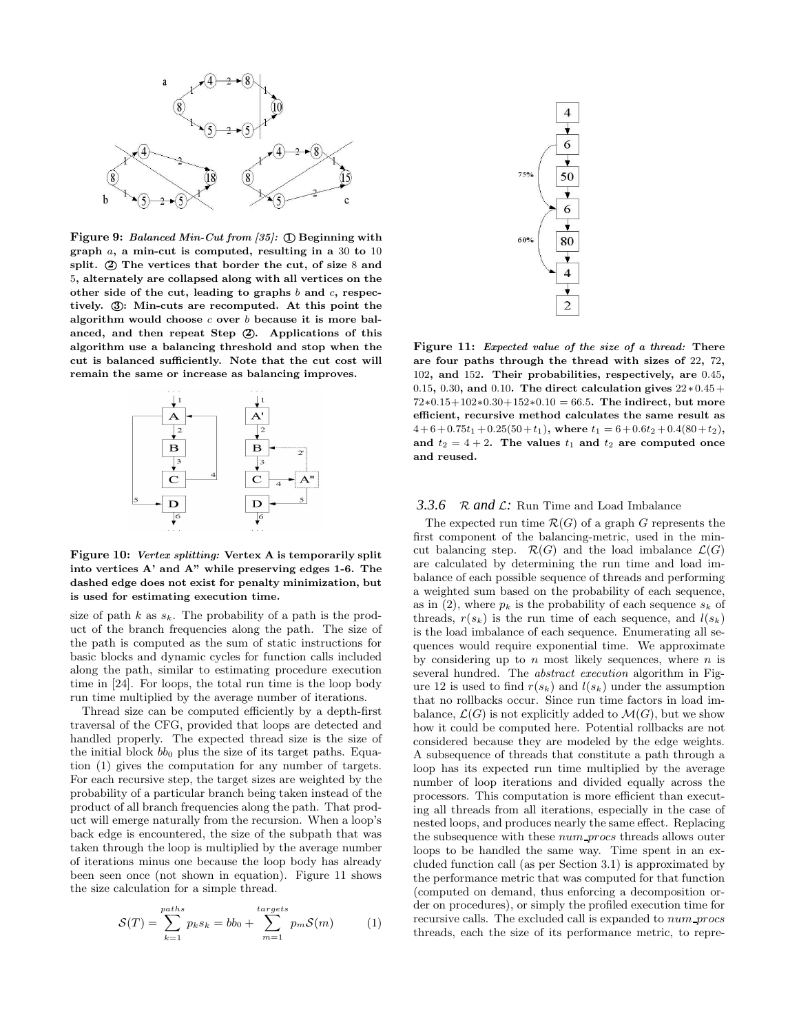Figure 9: *Balanced Min-Cut from [35]:* ① Beginning with graph $a$, a min-cut is computed, resulting in a 30 to 10 split. ② The vertices that border the cut, of size 8 and 5, alternately are collapsed along with all vertices on the other side of the cut, leading to graphs $b$ and $c$, respectively. ③: Min-cuts are recomputed. At this point the algorithm would choose $c$ over $b$ because it is more balanced, and then repeat Step ②. Applications of this algorithm use a balancing threshold and stop when the cut is balanced sufficiently. Note that the cut cost will remain the same or increase as balancing improves.

Figure 10: *Vertex splitting:* Vertex A is temporarily split into vertices A' and A" while preserving edges 1-6. The dashed edge does not exist for penalty minimization, but is used for estimating execution time.

size of path $k$ as $s_k$. The probability of a path is the product of the branch frequencies along the path. The size of the path is computed as the sum of static instructions for basic blocks and dynamic cycles for function calls included along the path, similar to estimating procedure execution time in [24]. For loops, the total run time is the loop body run time multiplied by the average number of iterations.

Thread size can be computed efficiently by a depth-first traversal of the CFG, provided that loops are detected and handled properly. The expected thread size is the size of the initial block $bb_0$ plus the size of its target paths. Equation (1) gives the computation for any number of targets. For each recursive step, the target sizes are weighted by the probability of a particular branch being taken instead of the product of all branch frequencies along the path. That product will emerge naturally from the recursion. When a loop's back edge is encountered, the size of the subpath that was taken through the loop is multiplied by the average number of iterations minus one because the loop body has already been seen once (not shown in equation). Figure 11 shows the size calculation for a simple thread.

$$\mathcal{S}(T) = \sum_{k=1}^{paths} p_k s_k = bb_0 + \sum_{m=1}^{targets} p_m \mathcal{S}(m) \qquad (1)$$

Figure 11: *Expected value of the size of a thread:* There are four paths through the thread with sizes of 22, 72, 102, and 152. Their probabilities, respectively, are 0.45, 0.15, 0.30, and 0.10. The direct calculation gives $22*0.45+72*0.15+102*0.30+152*0.10 = 66.5$. The indirect, but more efficient, recursive method calculates the same result as $4+6+0.75t_1+0.25(50+t_1)$, where $t_1 = 6+0.6t_2+0.4(80+t_2)$, and $t_2 = 4+2$. The values $t_1$ and $t_2$ are computed once and reused.

### 3.3.6 $\mathcal{R}$ and $\mathcal{L}$: Run Time and Load Imbalance

The expected run time $\mathcal{R}(G)$ of a graph $G$ represents the first component of the balancing-metric, used in the min-cut balancing step. $\mathcal{R}(G)$ and the load imbalance $\mathcal{L}(G)$ are calculated by determining the run time and load imbalance of each possible sequence of threads and performing a weighted sum based on the probability of each sequence, as in (2), where $p_k$ is the probability of each sequence $s_k$ of threads, $r(s_k)$ is the run time of each sequence, and $l(s_k)$ is the load imbalance of each sequence. Enumerating all sequences would require exponential time. We approximate by considering up to $n$ most likely sequences, where $n$ is several hundred. The *abstract execution* algorithm in Figure 12 is used to find $r(s_k)$ and $l(s_k)$ under the assumption that no rollbacks occur. Since run time factors in load imbalance, $\mathcal{L}(G)$ is not explicitly added to $\mathcal{M}(G)$, but we show how it could be computed here. Potential rollbacks are not considered because they are modeled by the edge weights. A subsequence of threads that constitute a path through a loop has its expected run time multiplied by the average number of loop iterations and divided equally across the processors. This computation is more efficient than executing all threads from all iterations, especially in the case of nested loops, and produces nearly the same effect. Replacing the subsequence with these *num_procs* threads allows outer loops to be handled the same way. Time spent in an excluded function call (as per Section 3.1) is approximated by the performance metric that was computed for that function (computed on demand, thus enforcing a decomposition order on procedures), or simply the profiled execution time for recursive calls. The excluded call is expanded to *num_procs* threads, each the size of its performance metric, to repre-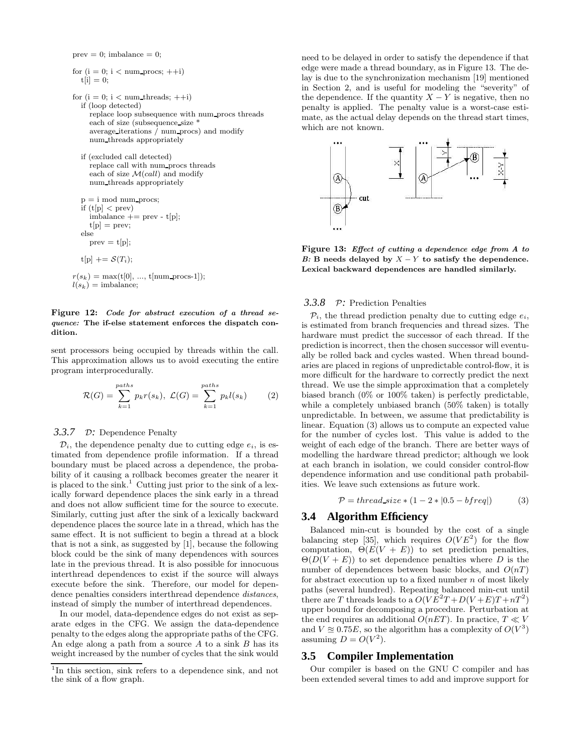```
prev = 0; imbalance = 0;

for (i = 0; i < num_procs; ++i)
  t[i] = 0;

for (i = 0; i < num_threads; ++i)
  if (loop detected)
    replace loop subsequence with num_procs threads
    each of size (subsequence_size *
    average_iterations / num_procs) and modify
    num_threads appropriately

  if (excluded call detected)
    replace call with num_procs threads
    each of size M(call) and modify
    num_threads appropriately

  p = i mod num_procs;
  if (t[p] < prev)
    imbalance += prev - t[p];
    t[p] = prev;
  else
    prev = t[p];

  t[p] += S(T_i);

r(s_k) = max(t[0], ..., t[num_procs-1]);
l(s_k) = imbalance;
```

**Figure 12:** ***Code for abstract execution of a thread sequence:*** **The if-else statement enforces the dispatch condition.**

sent processors being occupied by threads within the call. This approximation allows us to avoid executing the entire program interprocedurally.

$$\mathcal{R}(G) = \sum_{k=1}^{paths} p_k r(s_k),\ \mathcal{L}(G) = \sum_{k=1}^{paths} p_k l(s_k) \qquad (2)$$

### 3.3.7 $\mathcal{D}$: Dependence Penalty

$\mathcal{D}_i$, the dependence penalty due to cutting edge $e_i$, is estimated from dependence profile information. If a thread boundary must be placed across a dependence, the probability of it causing a rollback becomes greater the nearer it is placed to the sink.[1] Cutting just prior to the sink of a lexically forward dependence places the sink early in a thread and does not allow sufficient time for the source to execute. Similarly, cutting just after the sink of a lexically backward dependence places the source late in a thread, which has the same effect. It is not sufficient to begin a thread at a block that is not a sink, as suggested by [1], because the following block could be the sink of many dependences with sources late in the previous thread. It is also possible for innocuous interthread dependences to exist if the source will always execute before the sink. Therefore, our model for dependence penalties considers interthread dependence *distances*, instead of simply the number of interthread dependences.

In our model, data-dependence edges do not exist as separate edges in the CFG. We assign the data-dependence penalty to the edges along the appropriate paths of the CFG. An edge along a path from a source $A$ to a sink $B$ has its weight increased by the number of cycles that the sink would need to be delayed in order to satisfy the dependence if that edge were made a thread boundary, as in Figure 13. The delay is due to the synchronization mechanism [19] mentioned in Section 2, and is useful for modeling the "severity" of the dependence. If the quantity $X - Y$ is negative, then no penalty is applied. The penalty value is a worst-case estimate, as the actual delay depends on the thread start times, which are not known.

**Figure 13:** ***Effect of cutting a dependence edge from A to B:*** **B needs delayed by $X - Y$ to satisfy the dependence. Lexical backward dependences are handled similarly.**

### 3.3.8 $\mathcal{P}$: Prediction Penalties

$\mathcal{P}_i$, the thread prediction penalty due to cutting edge $e_i$, is estimated from branch frequencies and thread sizes. The hardware must predict the successor of each thread. If the prediction is incorrect, then the chosen successor will eventually be rolled back and cycles wasted. When thread boundaries are placed in regions of unpredictable control-flow, it is more difficult for the hardware to correctly predict the next thread. We use the simple approximation that a completely biased branch (0% or 100% taken) is perfectly predictable, while a completely unbiased branch (50% taken) is totally unpredictable. In between, we assume that predictability is linear. Equation (3) allows us to compute an expected value for the number of cycles lost. This value is added to the weight of each edge of the branch. There are better ways of modelling the hardware thread predictor; although we look at each branch in isolation, we could consider control-flow dependence information and use conditional path probabilities. We leave such extensions as future work.

$$\mathcal{P} = thread\_size * (1 - 2 * |0.5 - bfreq|) \qquad (3)$$

## 3.4 Algorithm Efficiency

Balanced min-cut is bounded by the cost of a single balancing step [35], which requires $O(VE^2)$ for the flow computation, $\Theta(E(V + E))$ to set prediction penalties, $\Theta(D(V + E))$ to set dependence penalties where $D$ is the number of dependences between basic blocks, and $O(nT)$ for abstract execution up to a fixed number $n$ of most likely paths (several hundred). Repeating balanced min-cut until there are $T$ threads leads to a $O(VE^2T + D(V + E)T + nT^2)$ upper bound for decomposing a procedure. Perturbation at the end requires an additional $O(nET)$. In practice, $T \ll V$ and $V \approxeq 0.75E$, so the algorithm has a complexity of $O(V^3)$ assuming $D = O(V^2)$.

## 3.5 Compiler Implementation

Our compiler is based on the GNU C compiler and has been extended several times to add and improve support for

---

[1] In this section, sink refers to a dependence sink, and not the sink of a flow graph.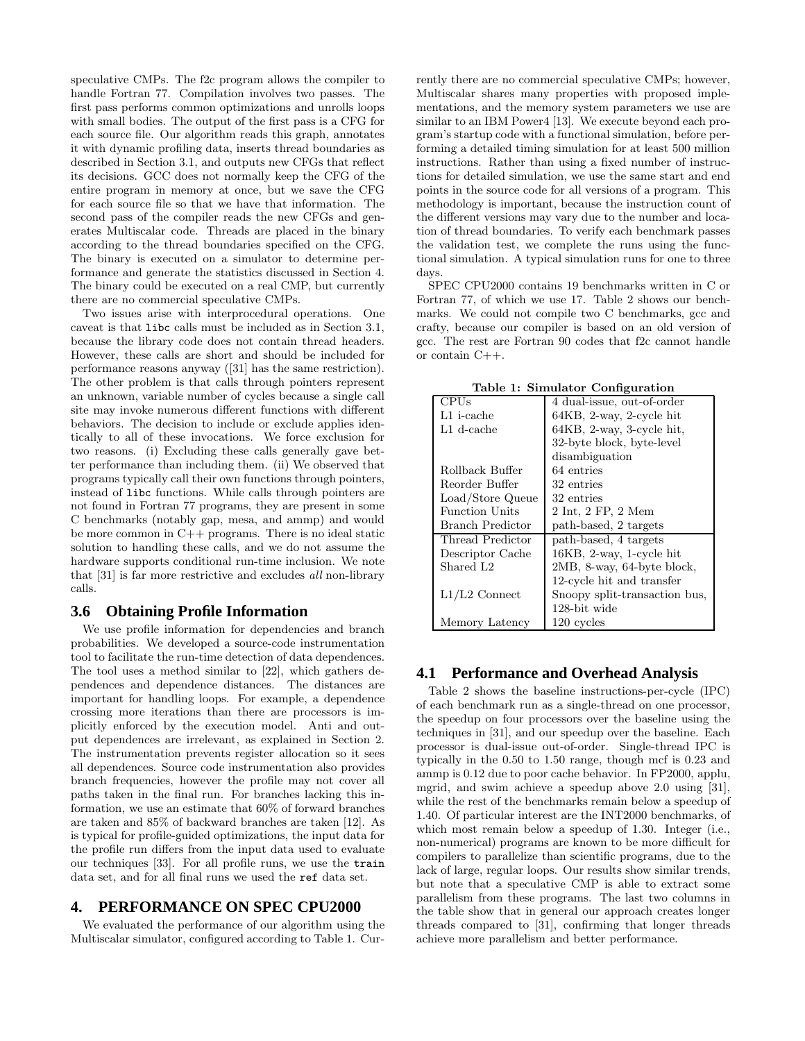speculative CMPs. The f2c program allows the compiler to handle Fortran 77. Compilation involves two passes. The first pass performs common optimizations and unrolls loops with small bodies. The output of the first pass is a CFG for each source file. Our algorithm reads this graph, annotates it with dynamic profiling data, inserts thread boundaries as described in Section 3.1, and outputs new CFGs that reflect its decisions. GCC does not normally keep the CFG of the entire program in memory at once, but we save the CFG for each source file so that we have that information. The second pass of the compiler reads the new CFGs and generates Multiscalar code. Threads are placed in the binary according to the thread boundaries specified on the CFG. The binary is executed on a simulator to determine performance and generate the statistics discussed in Section 4. The binary could be executed on a real CMP, but currently there are no commercial speculative CMPs.

Two issues arise with interprocedural operations. One caveat is that `libc` calls must be included as in Section 3.1, because the library code does not contain thread headers. However, these calls are short and should be included for performance reasons anyway ([31] has the same restriction). The other problem is that calls through pointers represent an unknown, variable number of cycles because a single call site may invoke numerous different functions with different behaviors. The decision to include or exclude applies identically to all of these invocations. We force exclusion for two reasons. (i) Excluding these calls generally gave better performance than including them. (ii) We observed that programs typically call their own functions through pointers, instead of `libc` functions. While calls through pointers are not found in Fortran 77 programs, they are present in some C benchmarks (notably gap, mesa, and ammp) and would be more common in C++ programs. There is no ideal static solution to handling these calls, and we do not assume the hardware supports conditional run-time inclusion. We note that [31] is far more restrictive and excludes *all* non-library calls.

### 3.6 Obtaining Profile Information

We use profile information for dependencies and branch probabilities. We developed a source-code instrumentation tool to facilitate the run-time detection of data dependences. The tool uses a method similar to [22], which gathers dependences and dependence distances. The distances are important for handling loops. For example, a dependence crossing more iterations than there are processors is implicitly enforced by the execution model. Anti and output dependences are irrelevant, as explained in Section 2. The instrumentation prevents register allocation so it sees all dependences. Source code instrumentation also provides branch frequencies, however the profile may not cover all paths taken in the final run. For branches lacking this information, we use an estimate that 60% of forward branches are taken and 85% of backward branches are taken [12]. As is typical for profile-guided optimizations, the input data for the profile run differs from the input data used to evaluate our techniques [33]. For all profile runs, we use the `train` data set, and for all final runs we used the `ref` data set.

## 4. PERFORMANCE ON SPEC CPU2000

We evaluated the performance of our algorithm using the Multiscalar simulator, configured according to Table 1. Currently there are no commercial speculative CMPs; however, Multiscalar shares many properties with proposed implementations, and the memory system parameters we use are similar to an IBM Power4 [13]. We execute beyond each program's startup code with a functional simulation, before performing a detailed timing simulation for at least 500 million instructions. Rather than using a fixed number of instructions for detailed simulation, we use the same start and end points in the source code for all versions of a program. This methodology is important, because the instruction count of the different versions may vary due to the number and location of thread boundaries. To verify each benchmark passes the validation test, we complete the runs using the functional simulation. A typical simulation runs for one to three days.

SPEC CPU2000 contains 19 benchmarks written in C or Fortran 77, of which we use 17. Table 2 shows our benchmarks. We could not compile two C benchmarks, gcc and crafty, because our compiler is based on an old version of gcc. The rest are Fortran 90 codes that f2c cannot handle or contain C++.

**Table 1: Simulator Configuration**

| | |
|---|---|
| CPUs | 4 dual-issue, out-of-order |
| L1 i-cache | 64KB, 2-way, 2-cycle hit |
| L1 d-cache | 64KB, 2-way, 3-cycle hit, 32-byte block, byte-level disambiguation |
| Rollback Buffer | 64 entries |
| Reorder Buffer | 32 entries |
| Load/Store Queue | 32 entries |
| Function Units | 2 Int, 2 FP, 2 Mem |
| Branch Predictor | path-based, 2 targets |
| Thread Predictor | path-based, 4 targets |
| Descriptor Cache | 16KB, 2-way, 1-cycle hit |
| Shared L2 | 2MB, 8-way, 64-byte block, 12-cycle hit and transfer |
| L1/L2 Connect | Snoopy split-transaction bus, 128-bit wide |
| Memory Latency | 120 cycles |

### 4.1 Performance and Overhead Analysis

Table 2 shows the baseline instructions-per-cycle (IPC) of each benchmark run as a single-thread on one processor, the speedup on four processors over the baseline using the techniques in [31], and our speedup over the baseline. Each processor is dual-issue out-of-order. Single-thread IPC is typically in the 0.50 to 1.50 range, though mcf is 0.23 and ammp is 0.12 due to poor cache behavior. In FP2000, applu, mgrid, and swim achieve a speedup above 2.0 using [31], while the rest of the benchmarks remain below a speedup of 1.40. Of particular interest are the INT2000 benchmarks, of which most remain below a speedup of 1.30. Integer (i.e., non-numerical) programs are known to be more difficult for compilers to parallelize than scientific programs, due to the lack of large, regular loops. Our results show similar trends, but note that a speculative CMP is able to extract some parallelism from these programs. The last two columns in the table show that in general our approach creates longer threads compared to [31], confirming that longer threads achieve more parallelism and better performance.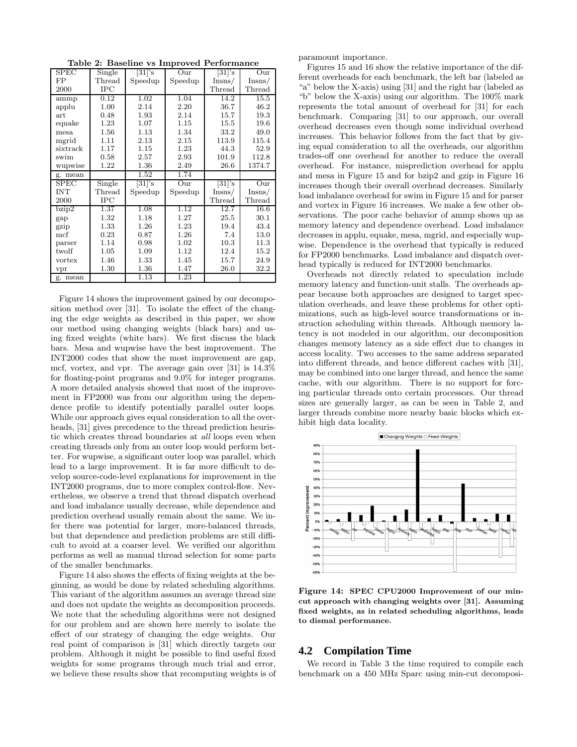**Table 2: Baseline vs Improved Performance**

| SPEC FP 2000 | Single Thread IPC | [31]'s Speedup | Our Speedup | [31]'s Insns/ Thread | Our Insns/ Thread |
|---|---|---|---|---|---|
| ammp | 0.12 | 1.02 | 1.04 | 14.2 | 15.5 |
| applu | 1.00 | 2.14 | 2.20 | 36.7 | 46.2 |
| art | 0.48 | 1.93 | 2.14 | 15.7 | 19.3 |
| equake | 1.23 | 1.07 | 1.15 | 15.5 | 19.6 |
| mesa | 1.56 | 1.13 | 1.34 | 33.2 | 49.0 |
| mgrid | 1.11 | 2.13 | 2.15 | 113.9 | 115.4 |
| sixtrack | 1.17 | 1.15 | 1.23 | 44.3 | 52.9 |
| swim | 0.58 | 2.57 | 2.93 | 101.9 | 112.8 |
| wupwise | 1.22 | 1.36 | 2.49 | 26.6 | 1374.7 |
| g. mean | | 1.52 | 1.74 | | |
| **SPEC INT 2000** | **Single Thread IPC** | **[31]'s Speedup** | **Our Speedup** | **[31]'s Insns/ Thread** | **Our Insns/ Thread** |
| bzip2 | 1.37 | 1.08 | 1.12 | 12.7 | 16.6 |
| gap | 1.32 | 1.18 | 1.27 | 25.5 | 30.1 |
| gzip | 1.33 | 1.26 | 1.23 | 19.4 | 43.4 |
| mcf | 0.23 | 0.87 | 1.26 | 7.4 | 13.0 |
| parser | 1.14 | 0.98 | 1.02 | 10.3 | 11.3 |
| twolf | 1.05 | 1.09 | 1.12 | 12.4 | 15.2 |
| vortex | 1.46 | 1.33 | 1.45 | 15.7 | 24.9 |
| vpr | 1.30 | 1.36 | 1.47 | 26.0 | 32.2 |
| g. mean | | 1.13 | 1.23 | | |

Figure 14 shows the improvement gained by our decomposition method over [31]. To isolate the effect of the changing the edge weights as described in this paper, we show our method using changing weights (black bars) and using fixed weights (white bars). We first discuss the black bars. Mesa and wupwise have the best improvement. The INT2000 codes that show the most improvement are gap, mcf, vortex, and vpr. The average gain over [31] is 14.3% for floating-point programs and 9.0% for integer programs. A more detailed analysis showed that most of the improvement in FP2000 was from our algorithm using the dependence profile to identify potentially parallel outer loops. While our approach gives equal consideration to all the overheads, [31] gives precedence to the thread prediction heuristic which creates thread boundaries at *all* loops even when creating threads only from an outer loop would perform better. For wupwise, a significant outer loop was parallel, which lead to a large improvement. It is far more difficult to develop source-code-level explanations for improvement in the INT2000 programs, due to more complex control-flow. Nevertheless, we observe a trend that thread dispatch overhead and load imbalance usually decrease, while dependence and prediction overhead usually remain about the same. We infer there was potential for larger, more-balanced threads, but that dependence and prediction problems are still difficult to avoid at a coarser level. We verified our algorithm performs as well as manual thread selection for some parts of the smaller benchmarks.

Figure 14 also shows the effects of fixing weights at the beginning, as would be done by related scheduling algorithms. This variant of the algorithm assumes an average thread size and does not update the weights as decomposition proceeds. We note that the scheduling algorithms were not designed for our problem and are shown here merely to isolate the effect of our strategy of changing the edge weights. Our real point of comparison is [31] which directly targets our problem. Although it might be possible to find useful fixed weights for some programs through much trial and error, we believe these results show that recomputing weights is of paramount importance.

Figures 15 and 16 show the relative importance of the different overheads for each benchmark, the left bar (labeled as "a" below the X-axis) using [31] and the right bar (labeled as "b" below the X-axis) using our algorithm. The 100% mark represents the total amount of overhead for [31] for each benchmark. Comparing [31] to our approach, our overall overhead decreases even though some individual overhead increases. This behavior follows from the fact that by giving equal consideration to all the overheads, our algorithm trades-off one overhead for another to reduce the overall overhead. For instance, misprediction overhead for applu and mesa in Figure 15 and for bzip2 and gzip in Figure 16 increases though their overall overhead decreases. Similarly load imbalance overhead for swim in Figure 15 and for parser and vortex in Figure 16 increases. We make a few other observations. The poor cache behavior of ammp shows up as memory latency and dependence overhead. Load imbalance decreases in applu, equake, mesa, mgrid, and especially wupwise. Dependence is the overhead that typically is reduced for FP2000 benchmarks. Load imbalance and dispatch overhead typically is reduced for INT2000 benchmarks.

Overheads not directly related to speculation include memory latency and function-unit stalls. The overheads appear because both approaches are designed to target speculation overheads, and leave these problems for other optimizations, such as high-level source transformations or instruction scheduling within threads. Although memory latency is not modeled in our algorithm, our decomposition changes memory latency as a side effect due to changes in access locality. Two accesses to the same address separated into different threads, and hence different caches with [31], may be combined into one larger thread, and hence the same cache, with our algorithm. There is no support for forcing particular threads onto certain processors. Our thread sizes are generally larger, as can be seen in Table 2, and larger threads combine more nearby basic blocks which exhibit high data locality.

**Figure 14: SPEC CPU2000 Improvement of our min-cut approach with changing weights over [31]. Assuming fixed weights, as in related scheduling algorithms, leads to dismal performance.**

## 4.2 Compilation Time

We record in Table 3 the time required to compile each benchmark on a 450 MHz Sparc using min-cut decomposi-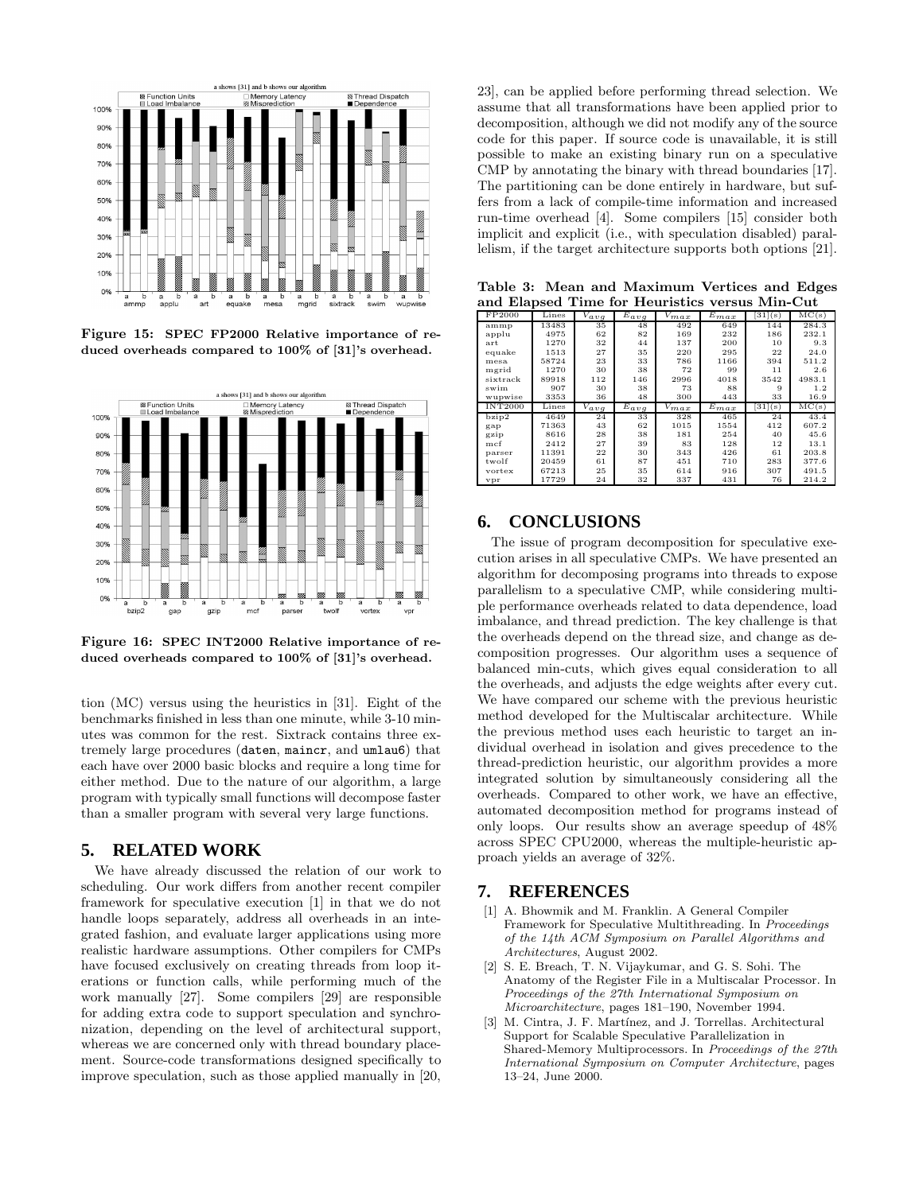Figure 15: SPEC FP2000 Relative importance of reduced overheads compared to 100% of [31]'s overhead.

Figure 16: SPEC INT2000 Relative importance of reduced overheads compared to 100% of [31]'s overhead.

tion (MC) versus using the heuristics in [31]. Eight of the benchmarks finished in less than one minute, while 3-10 minutes was common for the rest. Sixtrack contains three extremely large procedures (`daten`, `maincr`, and `umlau6`) that each have over 2000 basic blocks and require a long time for either method. Due to the nature of our algorithm, a large program with typically small functions will decompose faster than a smaller program with several very large functions.

## 5. RELATED WORK

We have already discussed the relation of our work to scheduling. Our work differs from another recent compiler framework for speculative execution [1] in that we do not handle loops separately, address all overheads in an integrated fashion, and evaluate larger applications using more realistic hardware assumptions. Other compilers for CMPs have focused exclusively on creating threads from loop iterations or function calls, while performing much of the work manually [27]. Some compilers [29] are responsible for adding extra code to support speculation and synchronization, depending on the level of architectural support, whereas we are concerned only with thread boundary placement. Source-code transformations designed specifically to improve speculation, such as those applied manually in [20, 23], can be applied before performing thread selection. We assume that all transformations have been applied prior to decomposition, although we did not modify any of the source code for this paper. If source code is unavailable, it is still possible to make an existing binary run on a speculative CMP by annotating the binary with thread boundaries [17]. The partitioning can be done entirely in hardware, but suffers from a lack of compile-time information and increased run-time overhead [4]. Some compilers [15] consider both implicit and explicit (i.e., with speculation disabled) parallelism, if the target architecture supports both options [21].

**Table 3: Mean and Maximum Vertices and Edges and Elapsed Time for Heuristics versus Min-Cut**

| FP2000 | Lines | $V_{avg}$ | $E_{avg}$ | $V_{max}$ | $E_{max}$ | [31](s) | MC(s) |
|---|---|---|---|---|---|---|---|
| ammp | 13483 | 35 | 48 | 492 | 649 | 144 | 284.3 |
| applu | 4975 | 62 | 82 | 169 | 232 | 186 | 232.1 |
| art | 1270 | 32 | 44 | 137 | 200 | 10 | 9.3 |
| equake | 1513 | 27 | 35 | 220 | 295 | 22 | 24.0 |
| mesa | 58724 | 23 | 33 | 786 | 1166 | 394 | 511.2 |
| mgrid | 1270 | 30 | 38 | 72 | 99 | 11 | 2.6 |
| sixtrack | 89918 | 112 | 146 | 2996 | 4018 | 3542 | 4983.1 |
| swim | 907 | 30 | 38 | 73 | 88 | 9 | 1.2 |
| wupwise | 3353 | 36 | 48 | 300 | 443 | 33 | 16.9 |
| **INT2000** | **Lines** | $V_{avg}$ | $E_{avg}$ | $V_{max}$ | $E_{max}$ | **[31](s)** | **MC(s)** |
| bzip2 | 4649 | 24 | 33 | 328 | 465 | 24 | 43.4 |
| gap | 71363 | 43 | 62 | 1015 | 1554 | 412 | 607.2 |
| gzip | 8616 | 28 | 38 | 181 | 254 | 40 | 45.6 |
| mcf | 2412 | 27 | 39 | 83 | 128 | 12 | 13.1 |
| parser | 11391 | 22 | 30 | 343 | 426 | 61 | 203.8 |
| twolf | 20459 | 61 | 87 | 451 | 710 | 283 | 377.6 |
| vortex | 67213 | 25 | 35 | 614 | 916 | 307 | 491.5 |
| vpr | 17729 | 24 | 32 | 337 | 431 | 76 | 214.2 |

## 6. CONCLUSIONS

The issue of program decomposition for speculative execution arises in all speculative CMPs. We have presented an algorithm for decomposing programs into threads to expose parallelism to a speculative CMP, while considering multiple performance overheads related to data dependence, load imbalance, and thread prediction. The key challenge is that the overheads depend on the thread size, and change as decomposition progresses. Our algorithm uses a sequence of balanced min-cuts, which gives equal consideration to all the overheads, and adjusts the edge weights after every cut. We have compared our scheme with the previous heuristic method developed for the Multiscalar architecture. While the previous method uses each heuristic to target an individual overhead in isolation and gives precedence to the thread-prediction heuristic, our algorithm provides a more integrated solution by simultaneously considering all the overheads. Compared to other work, we have an effective, automated decomposition method for programs instead of only loops. Our results show an average speedup of 48% across SPEC CPU2000, whereas the multiple-heuristic approach yields an average of 32%.

## 7. REFERENCES

[1] A. Bhowmik and M. Franklin. A General Compiler Framework for Speculative Multithreading. In *Proceedings of the 14th ACM Symposium on Parallel Algorithms and Architectures*, August 2002.

[2] S. E. Breach, T. N. Vijaykumar, and G. S. Sohi. The Anatomy of the Register File in a Multiscalar Processor. In *Proceedings of the 27th International Symposium on Microarchitecture*, pages 181–190, November 1994.

[3] M. Cintra, J. F. Martínez, and J. Torrellas. Architectural Support for Scalable Speculative Parallelization in Shared-Memory Multiprocessors. In *Proceedings of the 27th International Symposium on Computer Architecture*, pages 13–24, June 2000.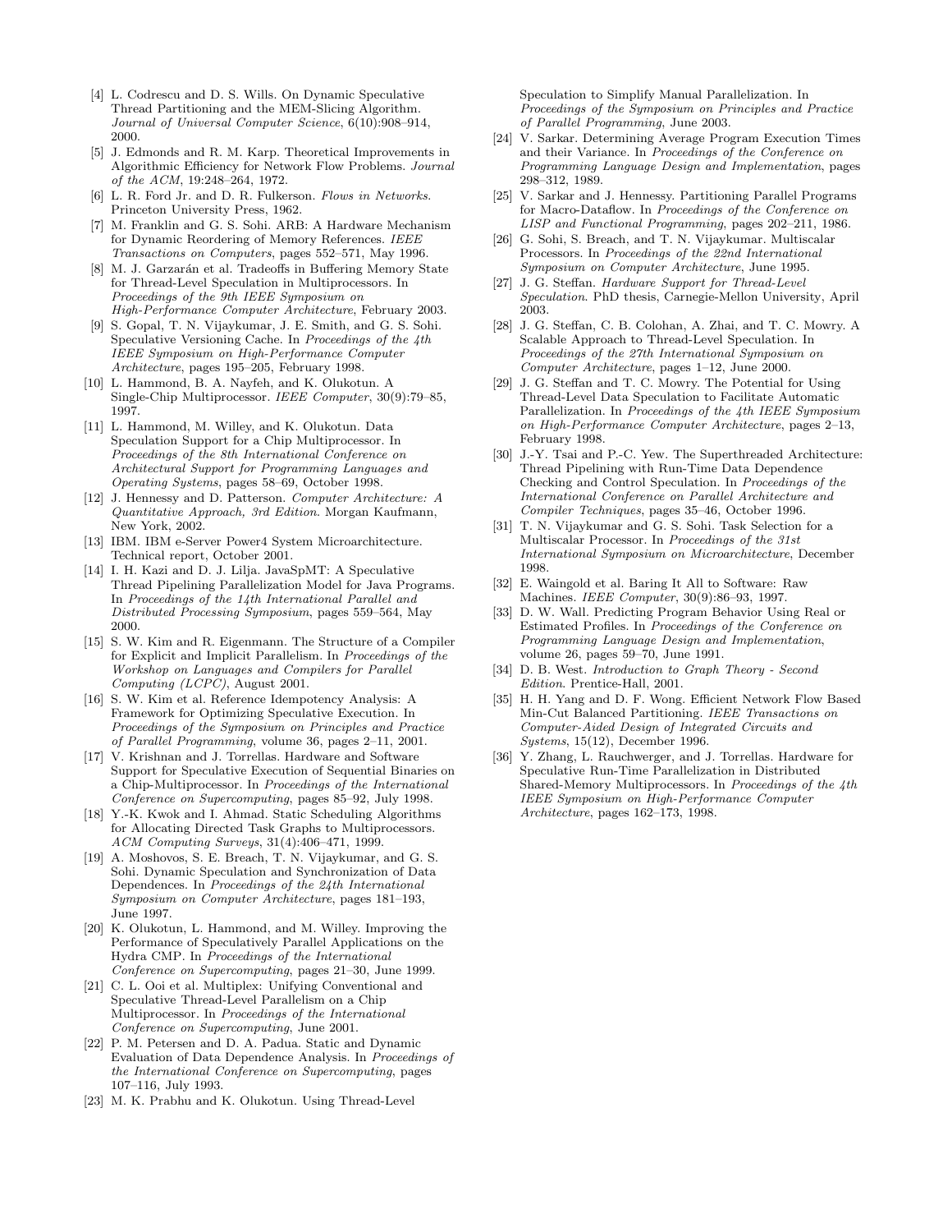[4] L. Codrescu and D. S. Wills. On Dynamic Speculative Thread Partitioning and the MEM-Slicing Algorithm. *Journal of Universal Computer Science*, 6(10):908–914, 2000.

[5] J. Edmonds and R. M. Karp. Theoretical Improvements in Algorithmic Efficiency for Network Flow Problems. *Journal of the ACM*, 19:248–264, 1972.

[6] L. R. Ford Jr. and D. R. Fulkerson. *Flows in Networks*. Princeton University Press, 1962.

[7] M. Franklin and G. S. Sohi. ARB: A Hardware Mechanism for Dynamic Reordering of Memory References. *IEEE Transactions on Computers*, pages 552–571, May 1996.

[8] M. J. Garzarán et al. Tradeoffs in Buffering Memory State for Thread-Level Speculation in Multiprocessors. In *Proceedings of the 9th IEEE Symposium on High-Performance Computer Architecture*, February 2003.

[9] S. Gopal, T. N. Vijaykumar, J. E. Smith, and G. S. Sohi. Speculative Versioning Cache. In *Proceedings of the 4th IEEE Symposium on High-Performance Computer Architecture*, pages 195–205, February 1998.

[10] L. Hammond, B. A. Nayfeh, and K. Olukotun. A Single-Chip Multiprocessor. *IEEE Computer*, 30(9):79–85, 1997.

[11] L. Hammond, M. Willey, and K. Olukotun. Data Speculation Support for a Chip Multiprocessor. In *Proceedings of the 8th International Conference on Architectural Support for Programming Languages and Operating Systems*, pages 58–69, October 1998.

[12] J. Hennessy and D. Patterson. *Computer Architecture: A Quantitative Approach, 3rd Edition*. Morgan Kaufmann, New York, 2002.

[13] IBM. IBM e-Server Power4 System Microarchitecture. Technical report, October 2001.

[14] I. H. Kazi and D. J. Lilja. JavaSpMT: A Speculative Thread Pipelining Parallelization Model for Java Programs. In *Proceedings of the 14th International Parallel and Distributed Processing Symposium*, pages 559–564, May 2000.

[15] S. W. Kim and R. Eigenmann. The Structure of a Compiler for Explicit and Implicit Parallelism. In *Proceedings of the Workshop on Languages and Compilers for Parallel Computing (LCPC)*, August 2001.

[16] S. W. Kim et al. Reference Idempotency Analysis: A Framework for Optimizing Speculative Execution. In *Proceedings of the Symposium on Principles and Practice of Parallel Programming*, volume 36, pages 2–11, 2001.

[17] V. Krishnan and J. Torrellas. Hardware and Software Support for Speculative Execution of Sequential Binaries on a Chip-Multiprocessor. In *Proceedings of the International Conference on Supercomputing*, pages 85–92, July 1998.

[18] Y.-K. Kwok and I. Ahmad. Static Scheduling Algorithms for Allocating Directed Task Graphs to Multiprocessors. *ACM Computing Surveys*, 31(4):406–471, 1999.

[19] A. Moshovos, S. E. Breach, T. N. Vijaykumar, and G. S. Sohi. Dynamic Speculation and Synchronization of Data Dependences. In *Proceedings of the 24th International Symposium on Computer Architecture*, pages 181–193, June 1997.

[20] K. Olukotun, L. Hammond, and M. Willey. Improving the Performance of Speculatively Parallel Applications on the Hydra CMP. In *Proceedings of the International Conference on Supercomputing*, pages 21–30, June 1999.

[21] C. L. Ooi et al. Multiplex: Unifying Conventional and Speculative Thread-Level Parallelism on a Chip Multiprocessor. In *Proceedings of the International Conference on Supercomputing*, June 2001.

[22] P. M. Petersen and D. A. Padua. Static and Dynamic Evaluation of Data Dependence Analysis. In *Proceedings of the International Conference on Supercomputing*, pages 107–116, July 1993.

[23] M. K. Prabhu and K. Olukotun. Using Thread-Level Speculation to Simplify Manual Parallelization. In *Proceedings of the Symposium on Principles and Practice of Parallel Programming*, June 2003.

[24] V. Sarkar. Determining Average Program Execution Times and their Variance. In *Proceedings of the Conference on Programming Language Design and Implementation*, pages 298–312, 1989.

[25] V. Sarkar and J. Hennessy. Partitioning Parallel Programs for Macro-Dataflow. In *Proceedings of the Conference on LISP and Functional Programming*, pages 202–211, 1986.

[26] G. Sohi, S. Breach, and T. N. Vijaykumar. Multiscalar Processors. In *Proceedings of the 22nd International Symposium on Computer Architecture*, June 1995.

[27] J. G. Steffan. *Hardware Support for Thread-Level Speculation*. PhD thesis, Carnegie-Mellon University, April 2003.

[28] J. G. Steffan, C. B. Colohan, A. Zhai, and T. C. Mowry. A Scalable Approach to Thread-Level Speculation. In *Proceedings of the 27th International Symposium on Computer Architecture*, pages 1–12, June 2000.

[29] J. G. Steffan and T. C. Mowry. The Potential for Using Thread-Level Data Speculation to Facilitate Automatic Parallelization. In *Proceedings of the 4th IEEE Symposium on High-Performance Computer Architecture*, pages 2–13, February 1998.

[30] J.-Y. Tsai and P.-C. Yew. The Superthreaded Architecture: Thread Pipelining with Run-Time Data Dependence Checking and Control Speculation. In *Proceedings of the International Conference on Parallel Architecture and Compiler Techniques*, pages 35–46, October 1996.

[31] T. N. Vijaykumar and G. S. Sohi. Task Selection for a Multiscalar Processor. In *Proceedings of the 31st International Symposium on Microarchitecture*, December 1998.

[32] E. Waingold et al. Baring It All to Software: Raw Machines. *IEEE Computer*, 30(9):86–93, 1997.

[33] D. W. Wall. Predicting Program Behavior Using Real or Estimated Profiles. In *Proceedings of the Conference on Programming Language Design and Implementation*, volume 26, pages 59–70, June 1991.

[34] D. B. West. *Introduction to Graph Theory - Second Edition*. Prentice-Hall, 2001.

[35] H. H. Yang and D. F. Wong. Efficient Network Flow Based Min-Cut Balanced Partitioning. *IEEE Transactions on Computer-Aided Design of Integrated Circuits and Systems*, 15(12), December 1996.

[36] Y. Zhang, L. Rauchwerger, and J. Torrellas. Hardware for Speculative Run-Time Parallelization in Distributed Shared-Memory Multiprocessors. In *Proceedings of the 4th IEEE Symposium on High-Performance Computer Architecture*, pages 162–173, 1998.